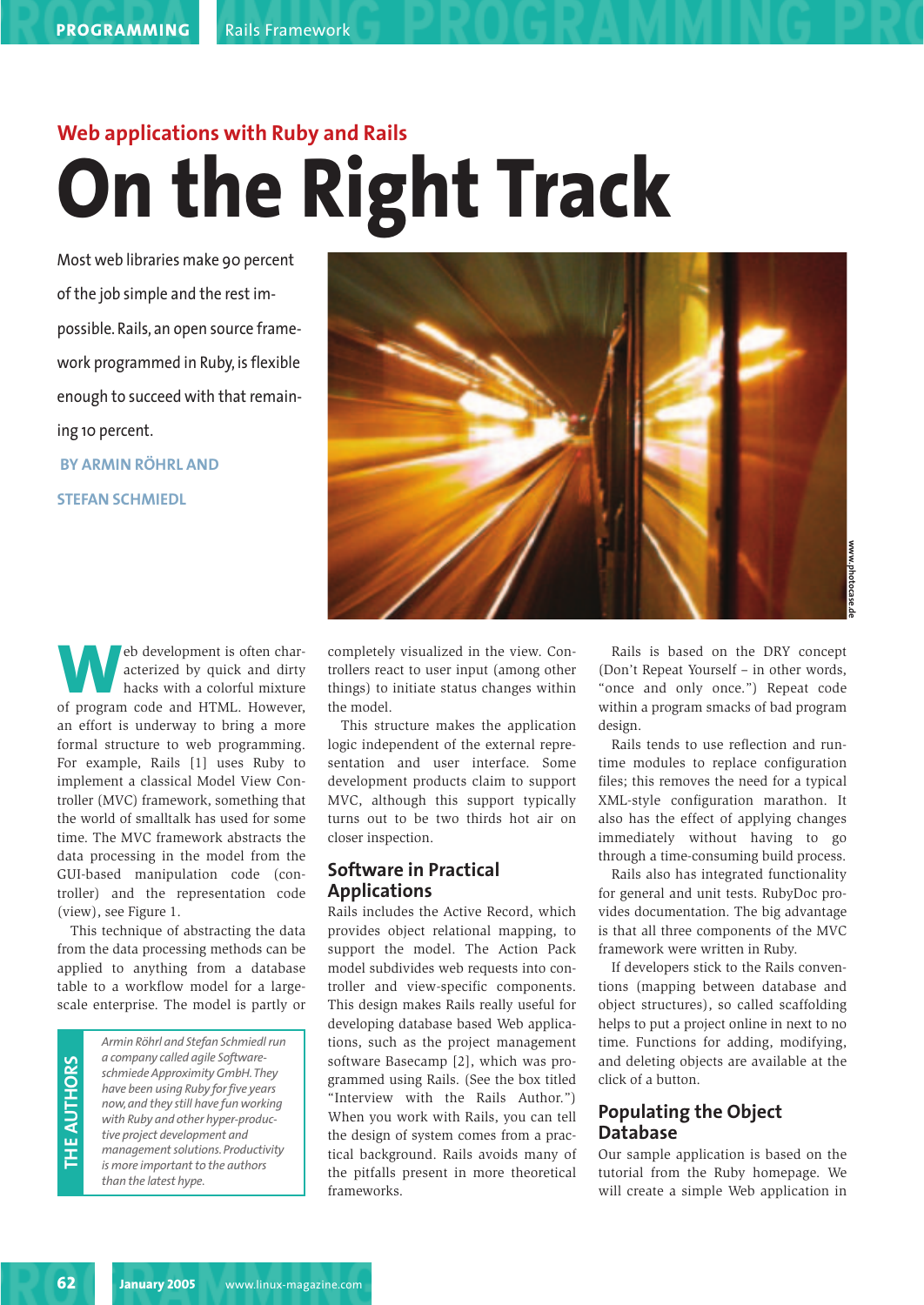### Web applications with Ruby and Rails

# On the Right Track

Most web libraries make 90 percent of the job simple and the rest impossible. Rails, an open source framework programmed in Ruby, is flexible enough to succeed with that remaining 10 percent.

**BY ARMIN RÖHRL AND STEFAN SCHMIEDL**

Web development is often characterized by quick and dirty hacks with a colorful mixture of program code and HTML. However, an effort is underway to bring a more formal structure to web programming. For example, Rails [1] uses Ruby to implement a classical Model View Controller (MVC) framework, something that the world of smalltalk has used for some time. The MVC framework abstracts the data processing in the model from the GUI-based manipulation code (controller) and the representation code (view), see Figure 1.

This technique of abstracting the data from the data processing methods can be applied to anything from a database table to a workflow model for a large-scale enterprise. The model is partly or completely visualized in the view. Controllers react to user input (among other things) to initiate status changes within the model.

This structure makes the application logic independent of the external representation and user interface. Some development products claim to support MVC, although this support typically turns out to be two thirds hot air on closer inspection.

> **THE AUTHORS**
>
> *Armin Röhrl and Stefan Schmiedl run a company called agile Software-schmiede Approximity GmbH. They have been using Ruby for five years now, and they still have fun working with Ruby and other hyper-productive project development and management solutions. Productivity is more important to the authors than the latest hype.*

## Software in Practical Applications

Rails includes the Active Record, which provides object relational mapping, to support the model. The Action Pack model subdivides web requests into controller and view-specific components. This design makes Rails really useful for developing database based Web applications, such as the project management software Basecamp [2], which was programmed using Rails. (See the box titled "Interview with the Rails Author.") When you work with Rails, you can tell the design of system comes from a practical background. Rails avoids many of the pitfalls present in more theoretical frameworks.

Rails is based on the DRY concept (Don't Repeat Yourself – in other words, "once and only once.") Repeat code within a program smacks of bad program design.

Rails tends to use reflection and runtime modules to replace configuration files; this removes the need for a typical XML-style configuration marathon. It also has the effect of applying changes immediately without having to go through a time-consuming build process.

Rails also has integrated functionality for general and unit tests. RubyDoc provides documentation. The big advantage is that all three components of the MVC framework were written in Ruby.

If developers stick to the Rails conventions (mapping between database and object structures), so called scaffolding helps to put a project online in next to no time. Functions for adding, modifying, and deleting objects are available at the click of a button.

## Populating the Object Database

Our sample application is based on the tutorial from the Ruby homepage. We will create a simple Web application in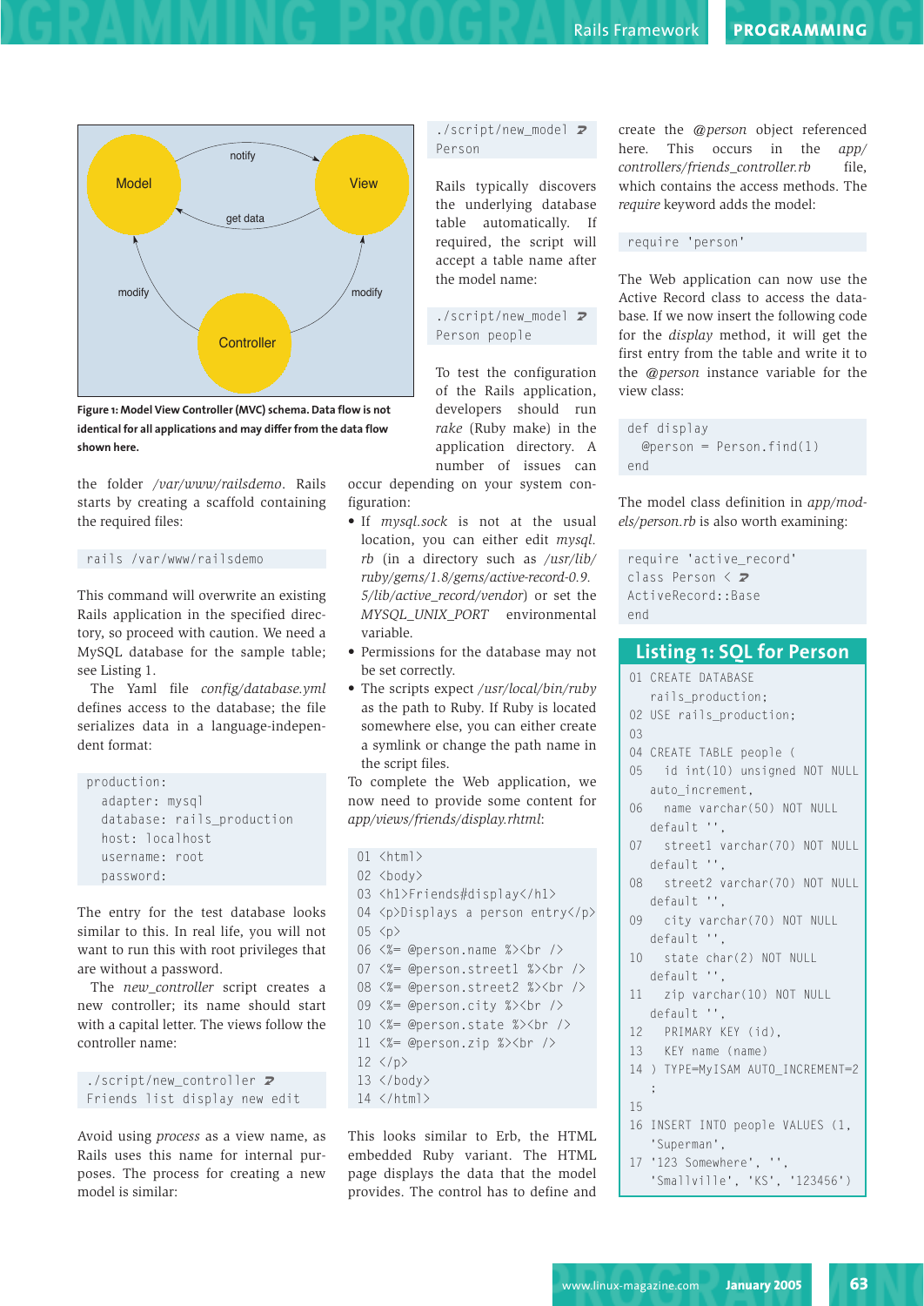Figure 1: Model View Controller (MVC) schema. Data flow is not identical for all applications and may differ from the data flow shown here.

the folder */var/www/railsdemo*. Rails starts by creating a scaffold containing the required files:

```
rails /var/www/railsdemo
```

This command will overwrite an existing Rails application in the specified directory, so proceed with caution. We need a MySQL database for the sample table; see Listing 1.

The Yaml file *config/database.yml* defines access to the database; the file serializes data in a language-independent format:

```
production:
  adapter: mysql
  database: rails_production
  host: localhost
  username: root
  password:
```

The entry for the test database looks similar to this. In real life, you will not want to run this with root privileges that are without a password.

The *new_controller* script creates a new controller; its name should start with a capital letter. The views follow the controller name:

```
./script/new_controller ➥
Friends list display new edit
```

Avoid using *process* as a view name, as Rails uses this name for internal purposes. The process for creating a new model is similar:

```
./script/new_model ➥
Person
```

Rails typically discovers the underlying database table automatically. If required, the script will accept a table name after the model name:

```
./script/new_model ➥
Person people
```

To test the configuration of the Rails application, developers should run *rake* (Ruby make) in the application directory. A number of issues can occur depending on your system configuration:

- If *mysql.sock* is not at the usual location, you can either edit *mysql.rb* (in a directory such as */usr/lib/ruby/gems/1.8/gems/active-record-0.9.5/lib/active_record/vendor*) or set the *MYSQL_UNIX_PORT* environmental variable.
- Permissions for the database may not be set correctly.
- The scripts expect */usr/local/bin/ruby* as the path to Ruby. If Ruby is located somewhere else, you can either create a symlink or change the path name in the script files.

To complete the Web application, we now need to provide some content for *app/views/friends/display.rhtml*:

```
01 <html>
02 <body>
03 <h1>Friends#display</h1>
04 <p>Displays a person entry</p>
05 <p>
06 <%= @person.name %><br />
07 <%= @person.street1 %><br />
08 <%= @person.street2 %><br />
09 <%= @person.city %><br />
10 <%= @person.state %><br />
11 <%= @person.zip %><br />
12 </p>
13 </body>
14 </html>
```

This looks similar to Erb, the HTML embedded Ruby variant. The HTML page displays the data that the model provides. The control has to define and create the *@person* object referenced here. This occurs in the *app/controllers/friends_controller.rb* file, which contains the access methods. The *require* keyword adds the model:

```
require 'person'
```

The Web application can now use the Active Record class to access the database. If we now insert the following code for the *display* method, it will get the first entry from the table and write it to the *@person* instance variable for the view class:

```
def display
  @person = Person.find(1)
end
```

The model class definition in *app/models/person.rb* is also worth examining:

```
require 'active_record'
class Person < ➥
ActiveRecord::Base
end
```

## Listing 1: SQL for Person

```
01 CREATE DATABASE
   rails_production;
02 USE rails_production;
03
04 CREATE TABLE people (
05   id int(10) unsigned NOT NULL
   auto_increment,
06   name varchar(50) NOT NULL
   default '',
07   street1 varchar(70) NOT NULL
   default '',
08   street2 varchar(70) NOT NULL
   default '',
09   city varchar(70) NOT NULL
   default '',
10   state char(2) NOT NULL
   default '',
11   zip varchar(10) NOT NULL
   default '',
12   PRIMARY KEY (id),
13   KEY name (name)
14 ) TYPE=MyISAM AUTO_INCREMENT=2
   ;
15
16 INSERT INTO people VALUES (1,
   'Superman',
17 '123 Somewhere', '',
   'Smallville', 'KS', '123456')
```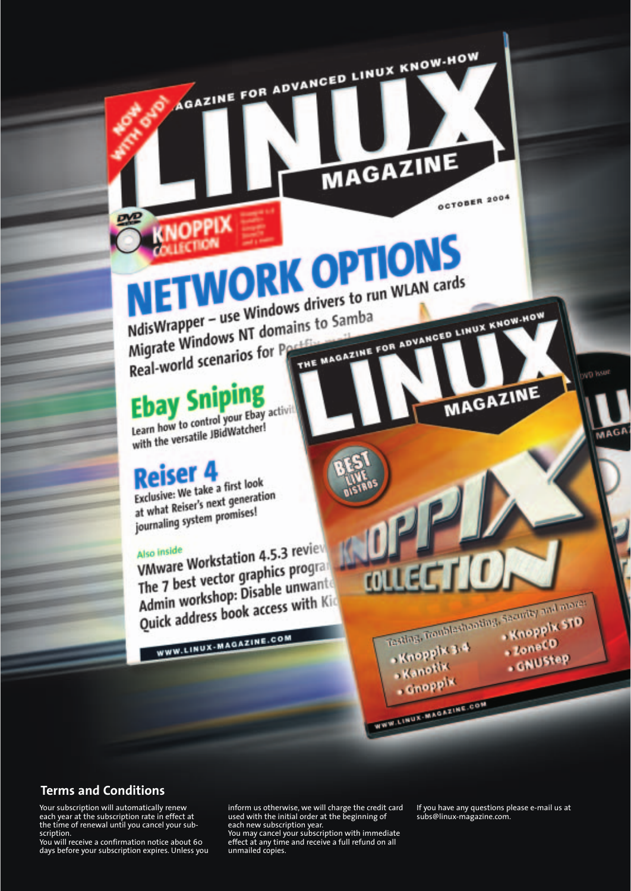## Terms and Conditions

Your subscription will automatically renew each year at the subscription rate in effect at the time of renewal until you cancel your subscription.
You will receive a confirmation notice about 60 days before your subscription expires. Unless you inform us otherwise, we will charge the credit card used with the initial order at the beginning of each new subscription year.
You may cancel your subscription with immediate effect at any time and receive a full refund on all unmailed copies.

If you have any questions please e-mail us at subs@linux-magazine.com.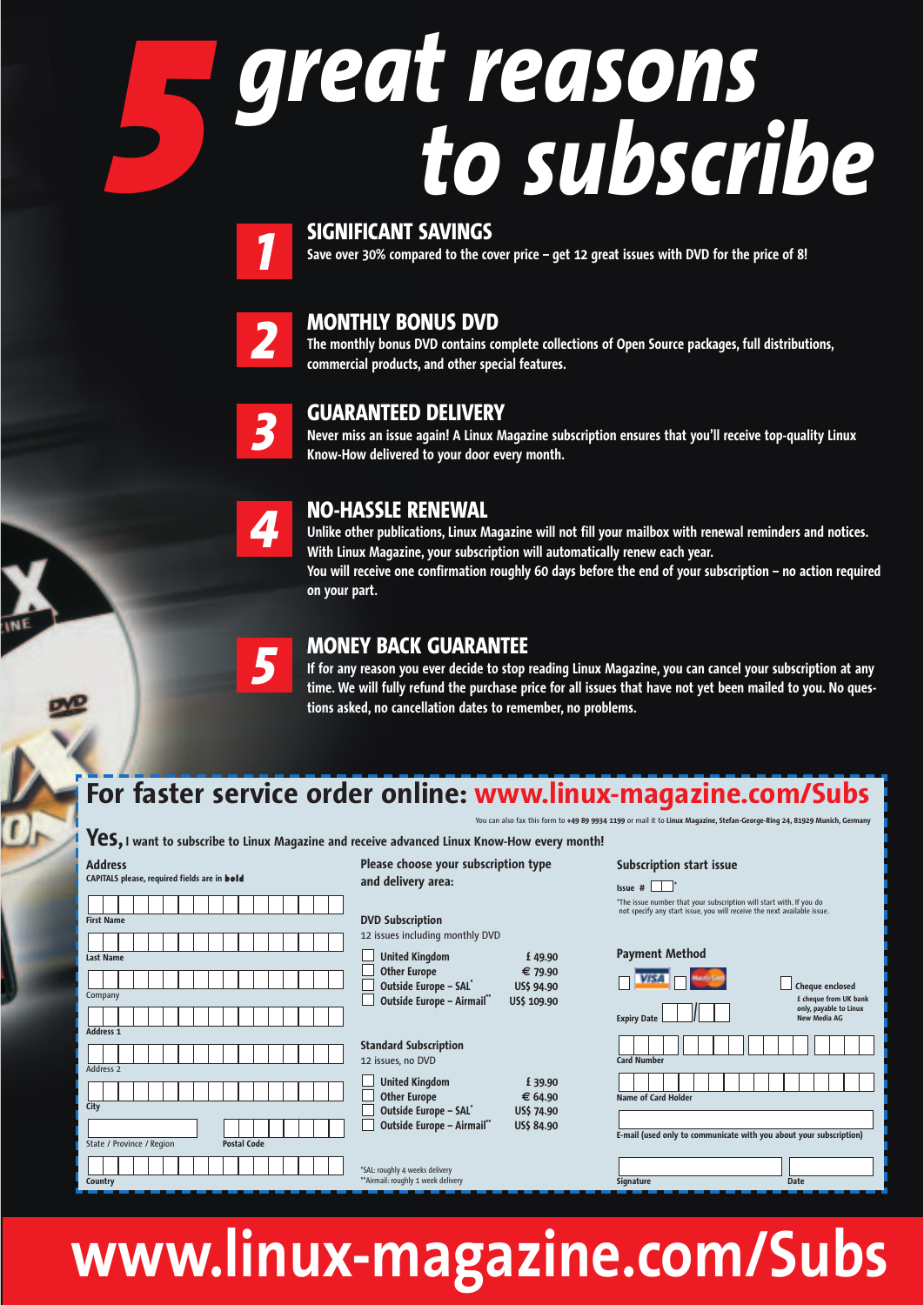# 5 great reasons to subscribe

## 1 SIGNIFICANT SAVINGS

**Save over 30% compared to the cover price – get 12 great issues with DVD for the price of 8!**

## 2 MONTHLY BONUS DVD

**The monthly bonus DVD contains complete collections of Open Source packages, full distributions, commercial products, and other special features.**

## 3 GUARANTEED DELIVERY

**Never miss an issue again! A Linux Magazine subscription ensures that you'll receive top-quality Linux Know-How delivered to your door every month.**

## 4 NO-HASSLE RENEWAL

**Unlike other publications, Linux Magazine will not fill your mailbox with renewal reminders and notices. With Linux Magazine, your subscription will automatically renew each year.**
**You will receive one confirmation roughly 60 days before the end of your subscription – no action required on your part.**

## 5 MONEY BACK GUARANTEE

**If for any reason you ever decide to stop reading Linux Magazine, you can cancel your subscription at any time. We will fully refund the purchase price for all issues that have not yet been mailed to you. No questions asked, no cancellation dates to remember, no problems.**

## For faster service order online: www.linux-magazine.com/Subs

You can also fax this form to **+49 89 9934 1199** or mail it to **Linux Magazine, Stefan-George-Ring 24, 81929 Munich, Germany**

**Yes, I want to subscribe to Linux Magazine and receive advanced Linux Know-How every month!**

**Address**
CAPITALS please, required fields are in **bold**

- **First Name**
- **Last Name**
- Company
- **Address 1**
- Address 2
- **City**
- State / Province / Region
- **Postal Code**
- **Country**

**Please choose your subscription type and delivery area:**

**DVD Subscription**
12 issues including monthly DVD

| | |
|---|---|
| ☐ **United Kingdom** | **£ 49.90** |
| ☐ **Other Europe** | **€ 79.90** |
| ☐ **Outside Europe – SAL*** | **US$ 94.90** |
| ☐ **Outside Europe – Airmail**** | **US$ 109.90** |

**Standard Subscription**
12 issues, no DVD

| | |
|---|---|
| ☐ **United Kingdom** | **£ 39.90** |
| ☐ **Other Europe** | **€ 64.90** |
| ☐ **Outside Europe – SAL*** | **US$ 74.90** |
| ☐ **Outside Europe – Airmail**** | **US$ 84.90** |

*SAL: roughly 4 weeks delivery
**Airmail: roughly 1 week delivery

**Subscription start issue**

**Issue #** ☐☐*

*The issue number that your subscription will start with. If you do not specify any start issue, you will receive the next available issue.

**Payment Method**

☐ VISA ☐ MasterCard ☐ **Cheque enclosed**
**£ cheque from UK bank only, payable to Linux New Media AG**

- **Expiry Date** ☐☐/☐☐
- **Card Number**
- **Name of Card Holder**
- **E-mail (used only to communicate with you about your subscription)**
- **Signature**
- **Date**

# www.linux-magazine.com/Subs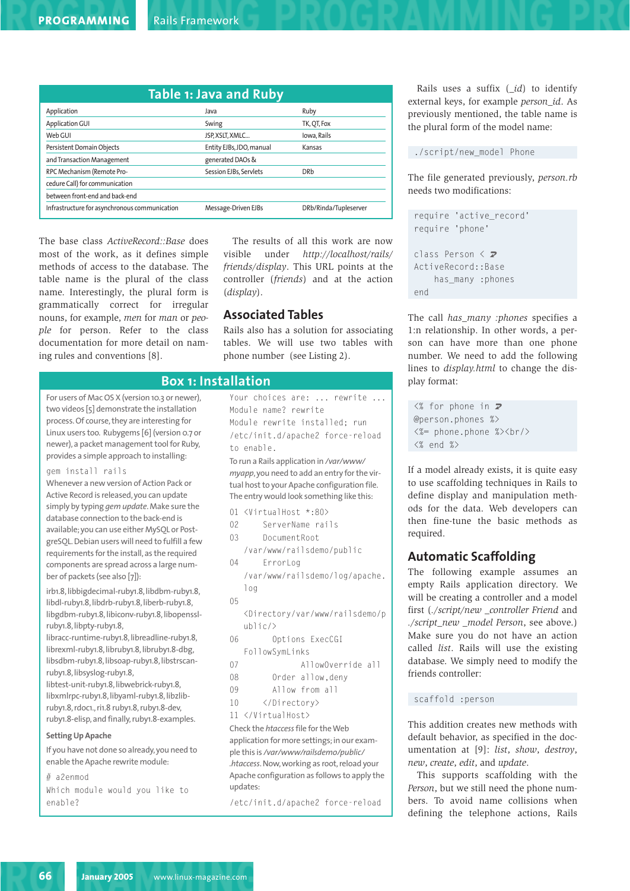## Table 1: Java and Ruby

| Application | Java | Ruby |
|---|---|---|
| Application GUI | Swing | TK, QT, Fox |
| Web GUI | JSP, XSLT, XMLC... | Iowa, Rails |
| Persistent Domain Objects and Transaction Management | Entity EJBs, JDO, manual generated DAOs & | Kansas |
| RPC Mechanism (Remote Procedure Call) for communication between front-end and back-end | Session EJBs, Servlets | DRb |
| Infrastructure for asynchronous communication | Message-Driven EJBs | DRb/Rinda/Tupleserver |

The base class *ActiveRecord::Base* does most of the work, as it defines simple methods of access to the database. The table name is the plural of the class name. Interestingly, the plural form is grammatically correct for irregular nouns, for example, *men* for *man* or *people* for person. Refer to the class documentation for more detail on naming rules and conventions [8].

The results of all this work are now visible under *http://localhost/rails/friends/display*. This URL points at the controller (*friends*) and at the action (*display*).

## Associated Tables

Rails also has a solution for associating tables. We will use two tables with phone number (see Listing 2).

Rails uses a suffix (*_id*) to identify external keys, for example *person_id*. As previously mentioned, the table name is the plural form of the model name:

```
./script/new_model Phone
```

The file generated previously, *person.rb* needs two modifications:

```
require 'active_record'
require 'phone'

class Person < ActiveRecord::Base
    has_many :phones
end
```

The call *has_many :phones* specifies a 1:n relationship. In other words, a person can have more than one phone number. We need to add the following lines to *display.html* to change the display format:

```
<% for phone in @person.phones %>
<%= phone.phone %><br/>
<% end %>
```

If a model already exists, it is quite easy to use scaffolding techniques in Rails to define display and manipulation methods for the data. Web developers can then fine-tune the basic methods as required.

## Automatic Scaffolding

The following example assumes an empty Rails application directory. We will be creating a controller and a model first (*./script/new _controller Friend* and *./script_new _model Person*, see above.) Make sure you do not have an action called *list*. Rails will use the existing database. We simply need to modify the friends controller:

```
scaffold :person
```

This addition creates new methods with default behavior, as specified in the documentation at [9]: *list*, *show*, *destroy*, *new*, *create*, *edit*, and *update*.

This supports scaffolding with the *Person*, but we still need the phone numbers. To avoid name collisions when defining the telephone actions, Rails

## Box 1: Installation

For users of Mac OS X (version 10.3 or newer), two videos [5] demonstrate the installation process. Of course, they are interesting for Linux users too. Rubygems [6] (version 0.7 or newer), a packet management tool for Ruby, provides a simple approach to installing:

```
gem install rails
```

Whenever a new version of Action Pack or Active Record is released, you can update simply by typing *gem update*. Make sure the database connection to the back-end is available; you can use either MySQL or PostgreSQL. Debian users will need to fulfill a few requirements for the install, as the required components are spread across a large number of packets (see also [7]):

irb1.8, libbigdecimal-ruby1.8, libdbm-ruby1.8, libdl-ruby1.8, libdrb-ruby1.8, liberb-ruby1.8, libgdbm-ruby1.8, libiconv-ruby1.8, libopenssl-ruby1.8, libpty-ruby1.8, libracc-runtime-ruby1.8, libreadline-ruby1.8, librexml-ruby1.8, libruby1.8, libruby1.8-dbg, libsdbm-ruby1.8, libsoap-ruby1.8, libstrscan-ruby1.8, libsyslog-ruby1.8, libtest-unit-ruby1.8, libwebrick-ruby1.8, libxmlrpc-ruby1.8, libyaml-ruby1.8, libzlib-ruby1.8, rdoc1., ri1.8 ruby1.8, ruby1.8-dev, ruby1.8-elisp, and finally, ruby1.8-examples.

**Setting Up Apache**

If you have not done so already, you need to enable the Apache rewrite module:

```
# a2enmod
Which module would you like to enable?
Your choices are: ... rewrite ...
Module name? rewrite
Module rewrite installed; run /etc/init.d/apache2 force-reload to enable.
```

To run a Rails application in */var/www/myapp*, you need to add an entry for the virtual host to your Apache configuration file. The entry would look something like this:

```
01 <VirtualHost *:80>
02     ServerName rails
03     DocumentRoot /var/www/railsdemo/public
04     ErrorLog /var/www/railsdemo/log/apache.log
05     <Directory/var/www/railsdemo/public/>
06         Options ExecCGI FollowSymLinks
07             AllowOverride all
08         Order allow,deny
09         Allow from all
10     </Directory>
11 </VirtualHost>
```

Check the *htaccess* file for the Web application for more settings; in our example this is */var/www/railsdemo/public/.htaccess*. Now, working as root, reload your Apache configuration as follows to apply the updates:

```
/etc/init.d/apache2 force-reload
```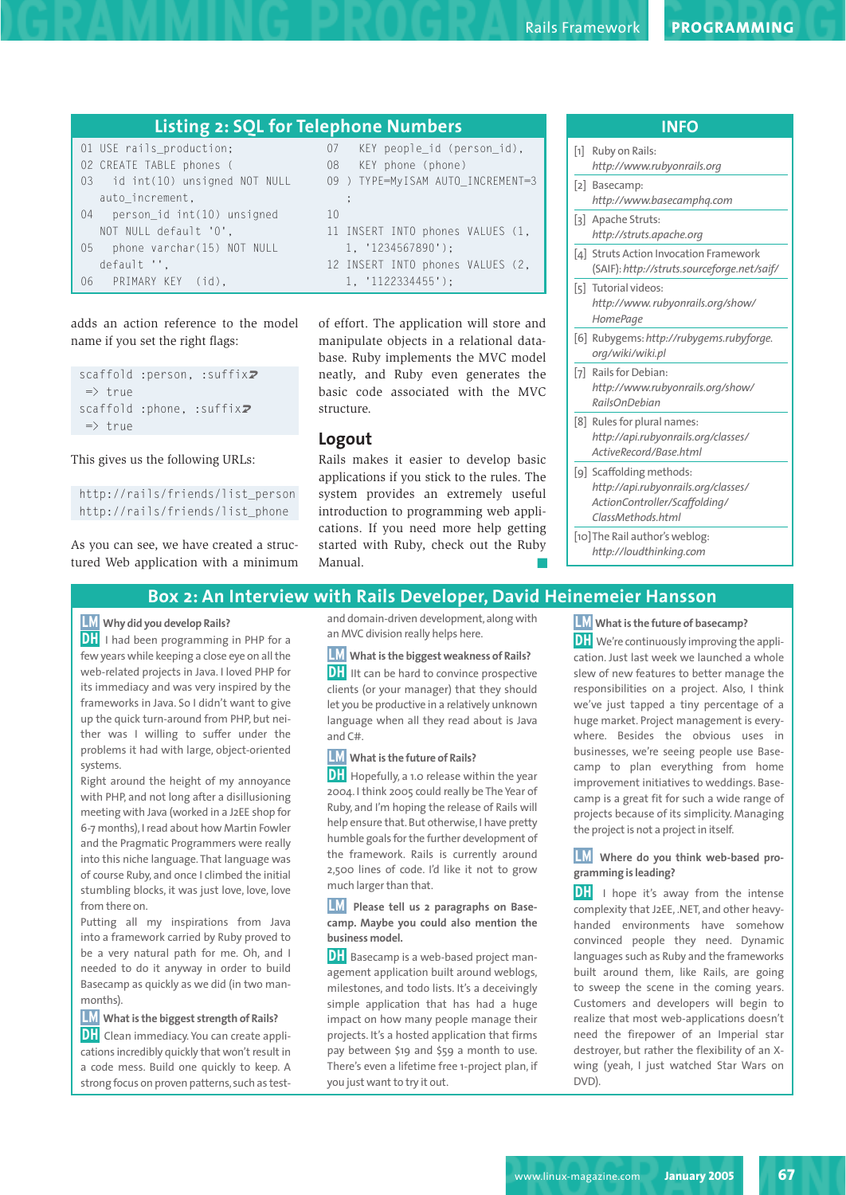## Listing 2: SQL for Telephone Numbers

```
01 USE rails_production;
02 CREATE TABLE phones (
03   id int(10) unsigned NOT NULL
     auto_increment,
04   person_id int(10) unsigned
     NOT NULL default '0',
05   phone varchar(15) NOT NULL
     default '',
06   PRIMARY KEY  (id),
07   KEY people_id (person_id),
08   KEY phone (phone)
09 ) TYPE=MyISAM AUTO_INCREMENT=3
   ;
10
11 INSERT INTO phones VALUES (1,
   1, '1234567890');
12 INSERT INTO phones VALUES (2,
   1, '1122334455');
```

adds an action reference to the model name if you set the right flags:

```
scaffold :person, :suffix
 => true
scaffold :phone, :suffix
 => true
```

This gives us the following URLs:

```
http://rails/friends/list_person
http://rails/friends/list_phone
```

As you can see, we have created a structured Web application with a minimum of effort. The application will store and manipulate objects in a relational database. Ruby implements the MVC model neatly, and Ruby even generates the basic code associated with the MVC structure.

## Logout

Rails makes it easier to develop basic applications if you stick to the rules. The system provides an extremely useful introduction to programming web applications. If you need more help getting started with Ruby, check out the Ruby Manual.

## INFO

[1] Ruby on Rails: *http://www.rubyonrails.org*

[2] Basecamp: *http://www.basecamphq.com*

[3] Apache Struts: *http://struts.apache.org*

[4] Struts Action Invocation Framework (SAIF): *http://struts.sourceforge.net/saif/*

[5] Tutorial videos: *http://www.rubyonrails.org/show/HomePage*

[6] Rubygems: *http://rubygems.rubyforge.org/wiki/wiki.pl*

[7] Rails for Debian: *http://www.rubyonrails.org/show/RailsOnDebian*

[8] Rules for plural names: *http://api.rubyonrails.org/classes/ActiveRecord/Base.html*

[9] Scaffolding methods: *http://api.rubyonrails.org/classes/ActionController/Scaffolding/ClassMethods.html*

[10] The Rail author's weblog: *http://loudthinking.com*

## Box 2: An Interview with Rails Developer, David Heinemeier Hansson

**LM Why did you develop Rails?**

**DH** I had been programming in PHP for a few years while keeping a close eye on all the web-related projects in Java. I loved PHP for its immediacy and was very inspired by the frameworks in Java. So I didn't want to give up the quick turn-around from PHP, but neither was I willing to suffer under the problems it had with large, object-oriented systems.

Right around the height of my annoyance with PHP, and not long after a disillusioning meeting with Java (worked in a J2EE shop for 6-7 months), I read about how Martin Fowler and the Pragmatic Programmers were really into this niche language. That language was of course Ruby, and once I climbed the initial stumbling blocks, it was just love, love, love from there on.

Putting all my inspirations from Java into a framework carried by Ruby proved to be a very natural path for me. Oh, and I needed to do it anyway in order to build Basecamp as quickly as we did (in two man-months).

**LM What is the biggest strength of Rails?**

**DH** Clean immediacy. You can create applications incredibly quickly that won't result in a code mess. Build one quickly to keep. A strong focus on proven patterns, such as test- and domain-driven development, along with an MVC division really helps here.

**LM What is the biggest weakness of Rails?**

**DH** IIt can be hard to convince prospective clients (or your manager) that they should let you be productive in a relatively unknown language when all they read about is Java and C#.

**LM What is the future of Rails?**

**DH** Hopefully, a 1.0 release within the year 2004. I think 2005 could really be The Year of Ruby, and I'm hoping the release of Rails will help ensure that. But otherwise, I have pretty humble goals for the further development of the framework. Rails is currently around 2,500 lines of code. I'd like it not to grow much larger than that.

**LM Please tell us 2 paragraphs on Basecamp. Maybe you could also mention the business model.**

**DH** Basecamp is a web-based project management application built around weblogs, milestones, and todo lists. It's a deceivingly simple application that has had a huge impact on how many people manage their projects. It's a hosted application that firms pay between \$19 and \$59 a month to use. There's even a lifetime free 1-project plan, if you just want to try it out.

**LM What is the future of basecamp?**

**DH** We're continuously improving the application. Just last week we launched a whole slew of new features to better manage the responsibilities on a project. Also, I think we've just tapped a tiny percentage of a huge market. Project management is everywhere. Besides the obvious uses in businesses, we're seeing people use Basecamp to plan everything from home improvement initiatives to weddings. Basecamp is a great fit for such a wide range of projects because of its simplicity. Managing the project is not a project in itself.

**LM Where do you think web-based programming is leading?**

**DH** I hope it's away from the intense complexity that J2EE, .NET, and other heavy-handed environments have somehow convinced people they need. Dynamic languages such as Ruby and the frameworks built around them, like Rails, are going to sweep the scene in the coming years. Customers and developers will begin to realize that most web-applications doesn't need the firepower of an Imperial star destroyer, but rather the flexibility of an X-wing (yeah, I just watched Star Wars on DVD).